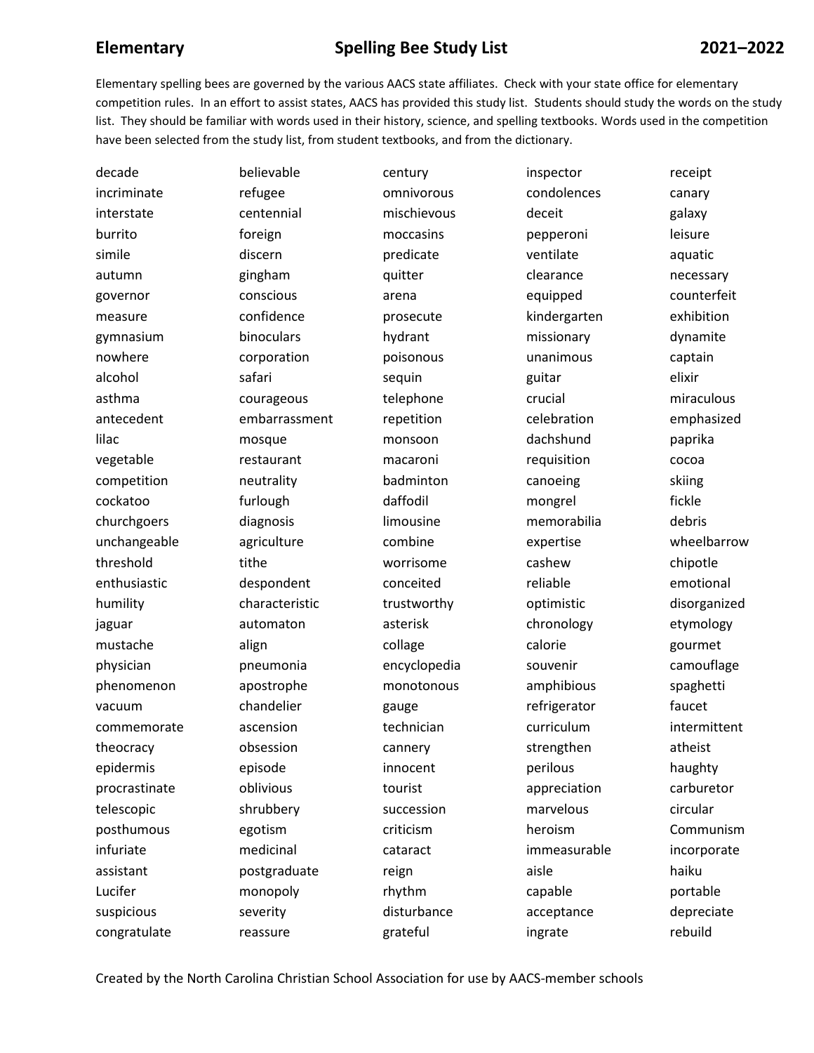**Elementary** **Spelling Bee Study List** **2021–2022**

Elementary spelling bees are governed by the various AACS state affiliates. Check with your state office for elementary competition rules. In an effort to assist states, AACS has provided this study list. Students should study the words on the study list. They should be familiar with words used in their history, science, and spelling textbooks. Words used in the competition have been selected from the study list, from student textbooks, and from the dictionary.

| | | | | |
|---|---|---|---|---|
| decade | believable | century | inspector | receipt |
| incriminate | refugee | omnivorous | condolences | canary |
| interstate | centennial | mischievous | deceit | galaxy |
| burrito | foreign | moccasins | pepperoni | leisure |
| simile | discern | predicate | ventilate | aquatic |
| autumn | gingham | quitter | clearance | necessary |
| governor | conscious | arena | equipped | counterfeit |
| measure | confidence | prosecute | kindergarten | exhibition |
| gymnasium | binoculars | hydrant | missionary | dynamite |
| nowhere | corporation | poisonous | unanimous | captain |
| alcohol | safari | sequin | guitar | elixir |
| asthma | courageous | telephone | crucial | miraculous |
| antecedent | embarrassment | repetition | celebration | emphasized |
| lilac | mosque | monsoon | dachshund | paprika |
| vegetable | restaurant | macaroni | requisition | cocoa |
| competition | neutrality | badminton | canoeing | skiing |
| cockatoo | furlough | daffodil | mongrel | fickle |
| churchgoers | diagnosis | limousine | memorabilia | debris |
| unchangeable | agriculture | combine | expertise | wheelbarrow |
| threshold | tithe | worrisome | cashew | chipotle |
| enthusiastic | despondent | conceited | reliable | emotional |
| humility | characteristic | trustworthy | optimistic | disorganized |
| jaguar | automaton | asterisk | chronology | etymology |
| mustache | align | collage | calorie | gourmet |
| physician | pneumonia | encyclopedia | souvenir | camouflage |
| phenomenon | apostrophe | monotonous | amphibious | spaghetti |
| vacuum | chandelier | gauge | refrigerator | faucet |
| commemorate | ascension | technician | curriculum | intermittent |
| theocracy | obsession | cannery | strengthen | atheist |
| epidermis | episode | innocent | perilous | haughty |
| procrastinate | oblivious | tourist | appreciation | carburetor |
| telescopic | shrubbery | succession | marvelous | circular |
| posthumous | egotism | criticism | heroism | Communism |
| infuriate | medicinal | cataract | immeasurable | incorporate |
| assistant | postgraduate | reign | aisle | haiku |
| Lucifer | monopoly | rhythm | capable | portable |
| suspicious | severity | disturbance | acceptance | depreciate |
| congratulate | reassure | grateful | ingrate | rebuild |

Created by the North Carolina Christian School Association for use by AACS-member schools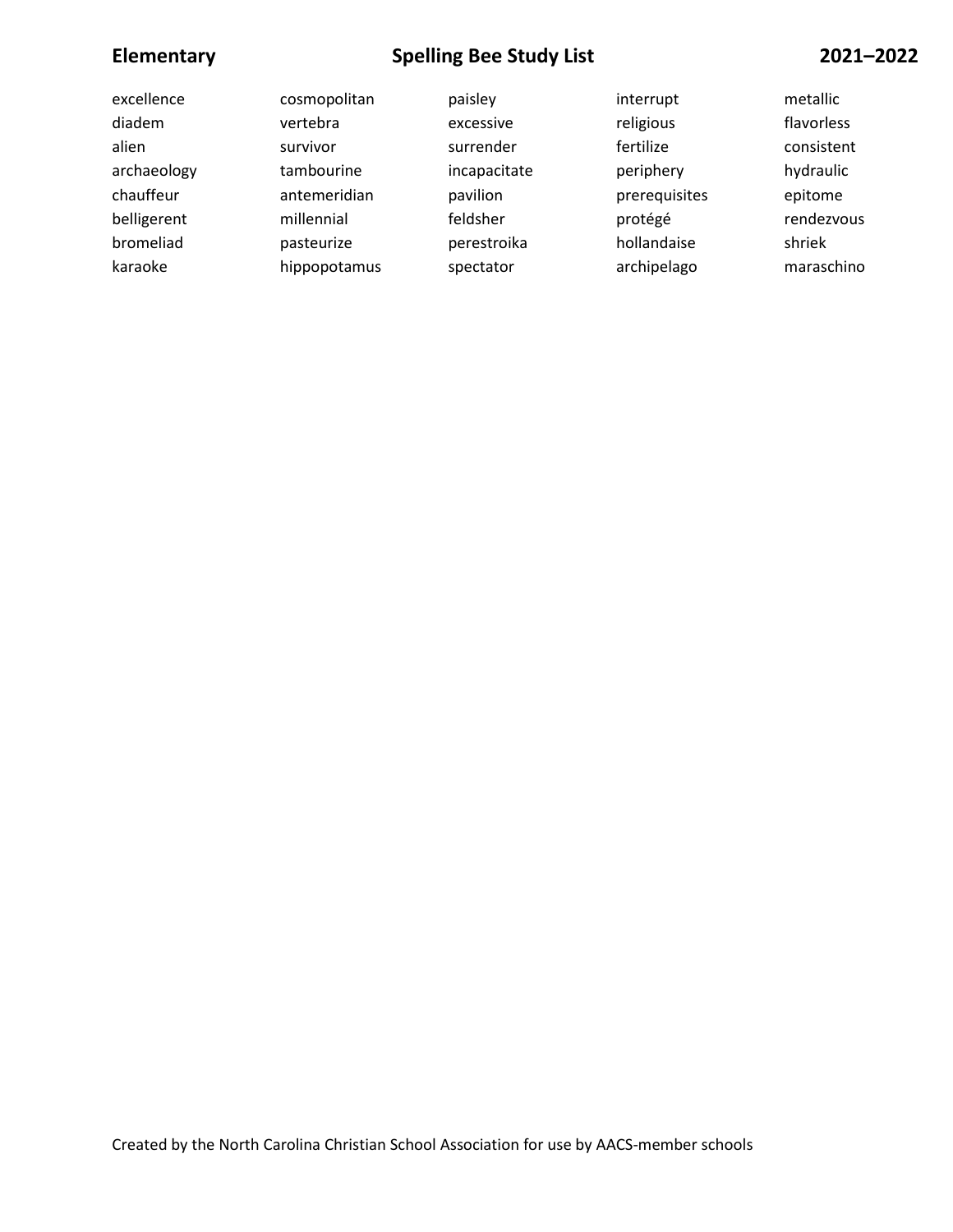**Elementary** **Spelling Bee Study List** **2021–2022**

| | | | | |
|---|---|---|---|---|
| excellence | cosmopolitan | paisley | interrupt | metallic |
| diadem | vertebra | excessive | religious | flavorless |
| alien | survivor | surrender | fertilize | consistent |
| archaeology | tambourine | incapacitate | periphery | hydraulic |
| chauffeur | antemeridian | pavilion | prerequisites | epitome |
| belligerent | millennial | feldsher | protégé | rendezvous |
| bromeliad | pasteurize | perestroika | hollandaise | shriek |
| karaoke | hippopotamus | spectator | archipelago | maraschino |